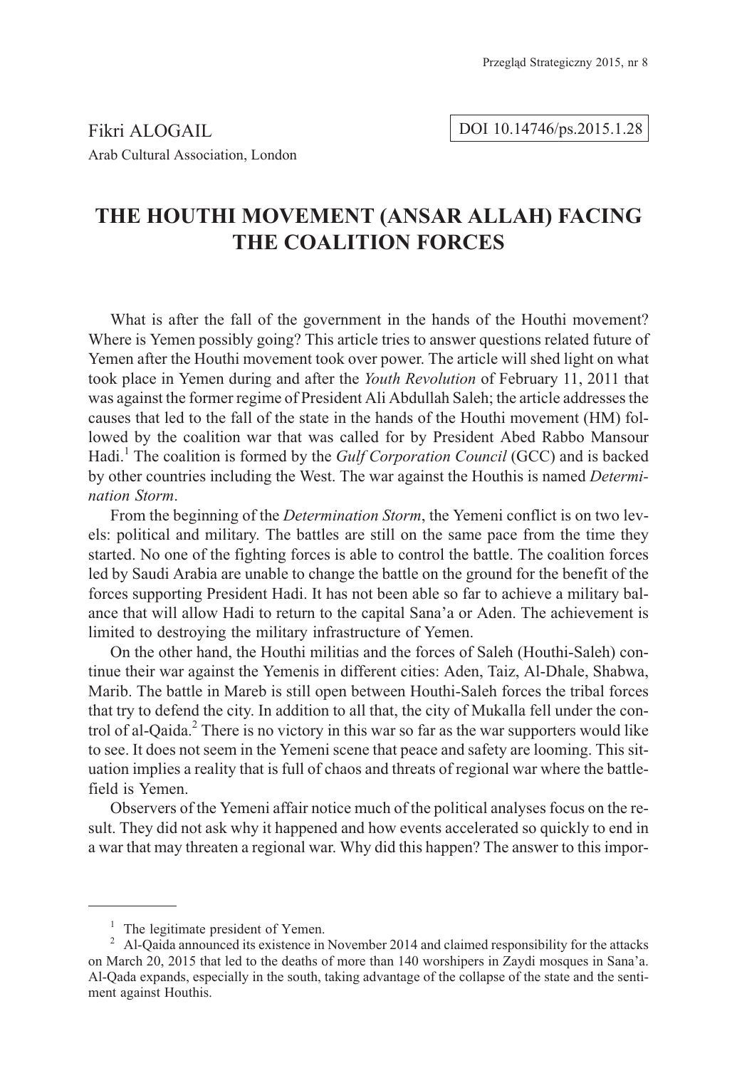Fikri ALOGAIL

Arab Cultural Association, London

DOI 10.14746/ps.2015.1.28

# THE HOUTHI MOVEMENT (ANSAR ALLAH) FACING THE COALITION FORCES

What is after the fall of the government in the hands of the Houthi movement? Where is Yemen possibly going? This article tries to answer questions related future of Yemen after the Houthi movement took over power. The article will shed light on what took place in Yemen during and after the *Youth Revolution* of February 11, 2011 that was against the former regime of President Ali Abdullah Saleh; the article addresses the causes that led to the fall of the state in the hands of the Houthi movement (HM) followed by the coalition war that was called for by President Abed Rabbo Mansour Hadi.[1] The coalition is formed by the *Gulf Corporation Council* (GCC) and is backed by other countries including the West. The war against the Houthis is named *Determination Storm*.

From the beginning of the *Determination Storm*, the Yemeni conflict is on two levels: political and military. The battles are still on the same pace from the time they started. No one of the fighting forces is able to control the battle. The coalition forces led by Saudi Arabia are unable to change the battle on the ground for the benefit of the forces supporting President Hadi. It has not been able so far to achieve a military balance that will allow Hadi to return to the capital Sana'a or Aden. The achievement is limited to destroying the military infrastructure of Yemen.

On the other hand, the Houthi militias and the forces of Saleh (Houthi-Saleh) continue their war against the Yemenis in different cities: Aden, Taiz, Al-Dhale, Shabwa, Marib. The battle in Mareb is still open between Houthi-Saleh forces the tribal forces that try to defend the city. In addition to all that, the city of Mukalla fell under the control of al-Qaida.[2] There is no victory in this war so far as the war supporters would like to see. It does not seem in the Yemeni scene that peace and safety are looming. This situation implies a reality that is full of chaos and threats of regional war where the battlefield is Yemen.

Observers of the Yemeni affair notice much of the political analyses focus on the result. They did not ask why it happened and how events accelerated so quickly to end in a war that may threaten a regional war. Why did this happen? The answer to this impor-

---

[1] The legitimate president of Yemen.

[2] Al-Qaida announced its existence in November 2014 and claimed responsibility for the attacks on March 20, 2015 that led to the deaths of more than 140 worshipers in Zaydi mosques in Sana'a. Al-Qada expands, especially in the south, taking advantage of the collapse of the state and the sentiment against Houthis.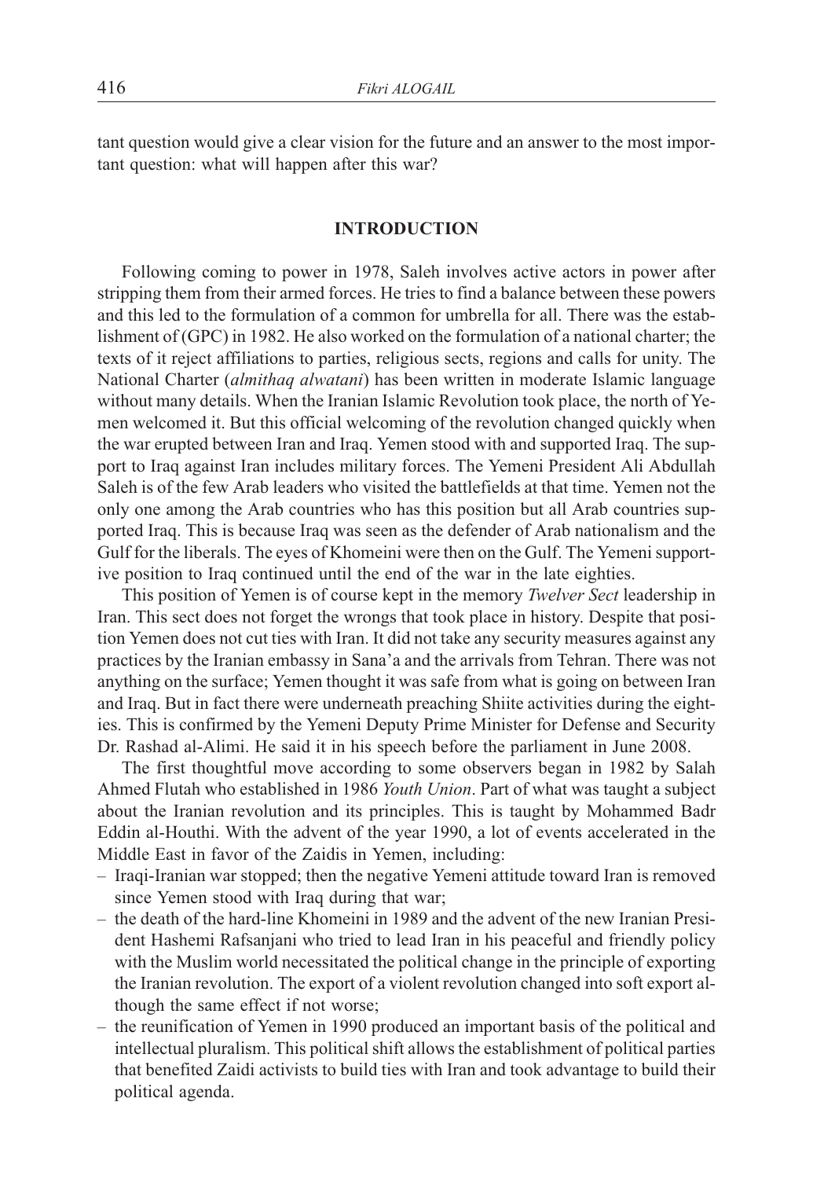tant question would give a clear vision for the future and an answer to the most important question: what will happen after this war?

## INTRODUCTION

Following coming to power in 1978, Saleh involves active actors in power after stripping them from their armed forces. He tries to find a balance between these powers and this led to the formulation of a common for umbrella for all. There was the establishment of (GPC) in 1982. He also worked on the formulation of a national charter; the texts of it reject affiliations to parties, religious sects, regions and calls for unity. The National Charter (*almithaq alwatani*) has been written in moderate Islamic language without many details. When the Iranian Islamic Revolution took place, the north of Yemen welcomed it. But this official welcoming of the revolution changed quickly when the war erupted between Iran and Iraq. Yemen stood with and supported Iraq. The support to Iraq against Iran includes military forces. The Yemeni President Ali Abdullah Saleh is of the few Arab leaders who visited the battlefields at that time. Yemen not the only one among the Arab countries who has this position but all Arab countries supported Iraq. This is because Iraq was seen as the defender of Arab nationalism and the Gulf for the liberals. The eyes of Khomeini were then on the Gulf. The Yemeni supportive position to Iraq continued until the end of the war in the late eighties.

This position of Yemen is of course kept in the memory *Twelver Sect* leadership in Iran. This sect does not forget the wrongs that took place in history. Despite that position Yemen does not cut ties with Iran. It did not take any security measures against any practices by the Iranian embassy in Sana'a and the arrivals from Tehran. There was not anything on the surface; Yemen thought it was safe from what is going on between Iran and Iraq. But in fact there were underneath preaching Shiite activities during the eighties. This is confirmed by the Yemeni Deputy Prime Minister for Defense and Security Dr. Rashad al-Alimi. He said it in his speech before the parliament in June 2008.

The first thoughtful move according to some observers began in 1982 by Salah Ahmed Flutah who established in 1986 *Youth Union*. Part of what was taught a subject about the Iranian revolution and its principles. This is taught by Mohammed Badr Eddin al-Houthi. With the advent of the year 1990, a lot of events accelerated in the Middle East in favor of the Zaidis in Yemen, including:

- Iraqi-Iranian war stopped; then the negative Yemeni attitude toward Iran is removed since Yemen stood with Iraq during that war;
- the death of the hard-line Khomeini in 1989 and the advent of the new Iranian President Hashemi Rafsanjani who tried to lead Iran in his peaceful and friendly policy with the Muslim world necessitated the political change in the principle of exporting the Iranian revolution. The export of a violent revolution changed into soft export although the same effect if not worse;
- the reunification of Yemen in 1990 produced an important basis of the political and intellectual pluralism. This political shift allows the establishment of political parties that benefited Zaidi activists to build ties with Iran and took advantage to build their political agenda.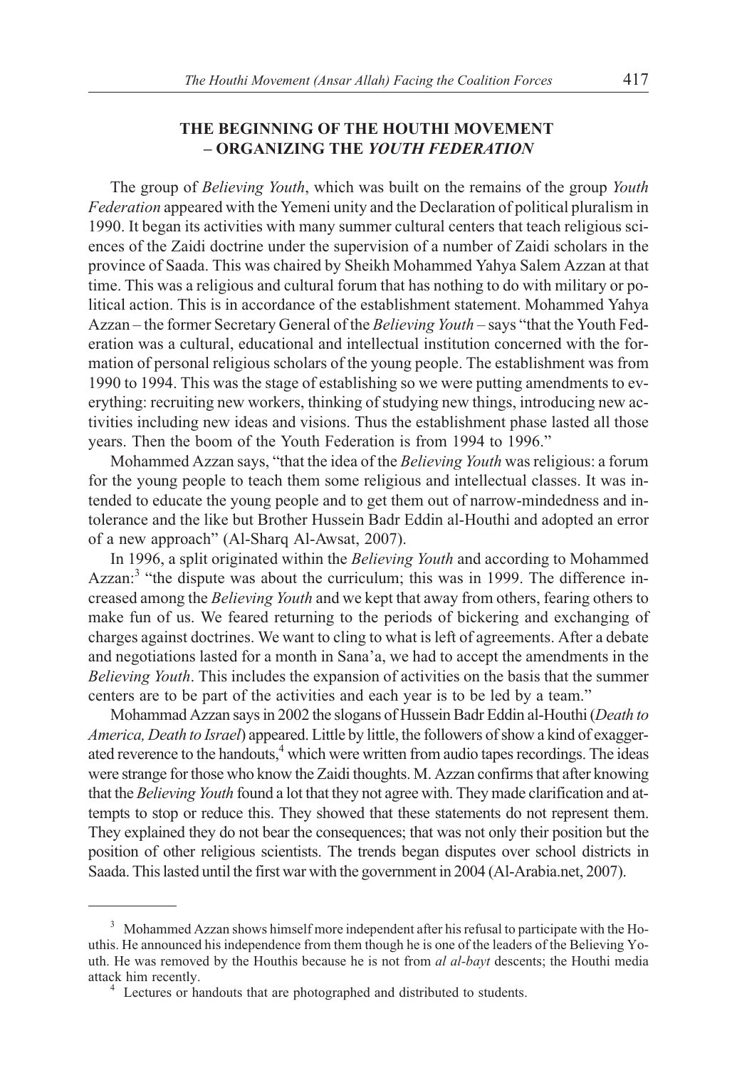## THE BEGINNING OF THE HOUTHI MOVEMENT – ORGANIZING THE *YOUTH FEDERATION*

The group of *Believing Youth*, which was built on the remains of the group *Youth Federation* appeared with the Yemeni unity and the Declaration of political pluralism in 1990. It began its activities with many summer cultural centers that teach religious sciences of the Zaidi doctrine under the supervision of a number of Zaidi scholars in the province of Saada. This was chaired by Sheikh Mohammed Yahya Salem Azzan at that time. This was a religious and cultural forum that has nothing to do with military or political action. This is in accordance of the establishment statement. Mohammed Yahya Azzan – the former Secretary General of the *Believing Youth* – says "that the Youth Federation was a cultural, educational and intellectual institution concerned with the formation of personal religious scholars of the young people. The establishment was from 1990 to 1994. This was the stage of establishing so we were putting amendments to everything: recruiting new workers, thinking of studying new things, introducing new activities including new ideas and visions. Thus the establishment phase lasted all those years. Then the boom of the Youth Federation is from 1994 to 1996."

Mohammed Azzan says, "that the idea of the *Believing Youth* was religious: a forum for the young people to teach them some religious and intellectual classes. It was intended to educate the young people and to get them out of narrow-mindedness and intolerance and the like but Brother Hussein Badr Eddin al-Houthi and adopted an error of a new approach" (Al-Sharq Al-Awsat, 2007).

In 1996, a split originated within the *Believing Youth* and according to Mohammed Azzan:[3] "the dispute was about the curriculum; this was in 1999. The difference increased among the *Believing Youth* and we kept that away from others, fearing others to make fun of us. We feared returning to the periods of bickering and exchanging of charges against doctrines. We want to cling to what is left of agreements. After a debate and negotiations lasted for a month in Sana'a, we had to accept the amendments in the *Believing Youth*. This includes the expansion of activities on the basis that the summer centers are to be part of the activities and each year is to be led by a team."

Mohammad Azzan says in 2002 the slogans of Hussein Badr Eddin al-Houthi (*Death to America, Death to Israel*) appeared. Little by little, the followers of show a kind of exaggerated reverence to the handouts,[4] which were written from audio tapes recordings. The ideas were strange for those who know the Zaidi thoughts. M. Azzan confirms that after knowing that the *Believing Youth* found a lot that they not agree with. They made clarification and attempts to stop or reduce this. They showed that these statements do not represent them. They explained they do not bear the consequences; that was not only their position but the position of other religious scientists. The trends began disputes over school districts in Saada. This lasted until the first war with the government in 2004 (Al-Arabia.net, 2007).

---

[3] Mohammed Azzan shows himself more independent after his refusal to participate with the Houthis. He announced his independence from them though he is one of the leaders of the Believing Youth. He was removed by the Houthis because he is not from *al al-bayt* descents; the Houthi media attack him recently.

[4] Lectures or handouts that are photographed and distributed to students.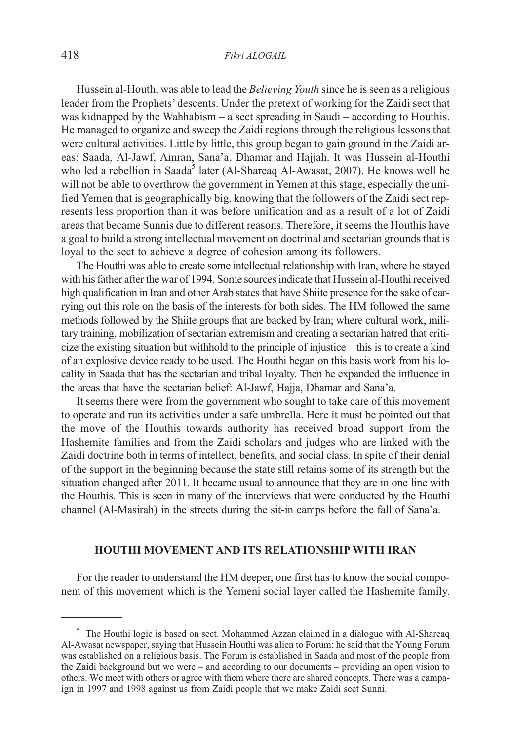Hussein al-Houthi was able to lead the *Believing Youth* since he is seen as a religious leader from the Prophets' descents. Under the pretext of working for the Zaidi sect that was kidnapped by the Wahhabism – a sect spreading in Saudi – according to Houthis. He managed to organize and sweep the Zaidi regions through the religious lessons that were cultural activities. Little by little, this group began to gain ground in the Zaidi areas: Saada, Al-Jawf, Amran, Sana'a, Dhamar and Hajjah. It was Hussein al-Houthi who led a rebellion in Saada[5] later (Al-Shareaq Al-Awasat, 2007). He knows well he will not be able to overthrow the government in Yemen at this stage, especially the unified Yemen that is geographically big, knowing that the followers of the Zaidi sect represents less proportion than it was before unification and as a result of a lot of Zaidi areas that became Sunnis due to different reasons. Therefore, it seems the Houthis have a goal to build a strong intellectual movement on doctrinal and sectarian grounds that is loyal to the sect to achieve a degree of cohesion among its followers.

The Houthi was able to create some intellectual relationship with Iran, where he stayed with his father after the war of 1994. Some sources indicate that Hussein al-Houthi received high qualification in Iran and other Arab states that have Shiite presence for the sake of carrying out this role on the basis of the interests for both sides. The HM followed the same methods followed by the Shiite groups that are backed by Iran; where cultural work, military training, mobilization of sectarian extremism and creating a sectarian hatred that criticize the existing situation but withhold to the principle of injustice – this is to create a kind of an explosive device ready to be used. The Houthi began on this basis work from his locality in Saada that has the sectarian and tribal loyalty. Then he expanded the influence in the areas that have the sectarian belief: Al-Jawf, Hajja, Dhamar and Sana'a.

It seems there were from the government who sought to take care of this movement to operate and run its activities under a safe umbrella. Here it must be pointed out that the move of the Houthis towards authority has received broad support from the Hashemite families and from the Zaidi scholars and judges who are linked with the Zaidi doctrine both in terms of intellect, benefits, and social class. In spite of their denial of the support in the beginning because the state still retains some of its strength but the situation changed after 2011. It became usual to announce that they are in one line with the Houthis. This is seen in many of the interviews that were conducted by the Houthi channel (Al-Masirah) in the streets during the sit-in camps before the fall of Sana'a.

## HOUTHI MOVEMENT AND ITS RELATIONSHIP WITH IRAN

For the reader to understand the HM deeper, one first has to know the social component of this movement which is the Yemeni social layer called the Hashemite family.

---

[5] The Houthi logic is based on sect. Mohammed Azzan claimed in a dialogue with Al-Shareaq Al-Awasat newspaper, saying that Hussein Houthi was alien to Forum; he said that the Young Forum was established on a religious basis. The Forum is established in Saada and most of the people from the Zaidi background but we were – and according to our documents – providing an open vision to others. We meet with others or agree with them where there are shared concepts. There was a campaign in 1997 and 1998 against us from Zaidi people that we make Zaidi sect Sunni.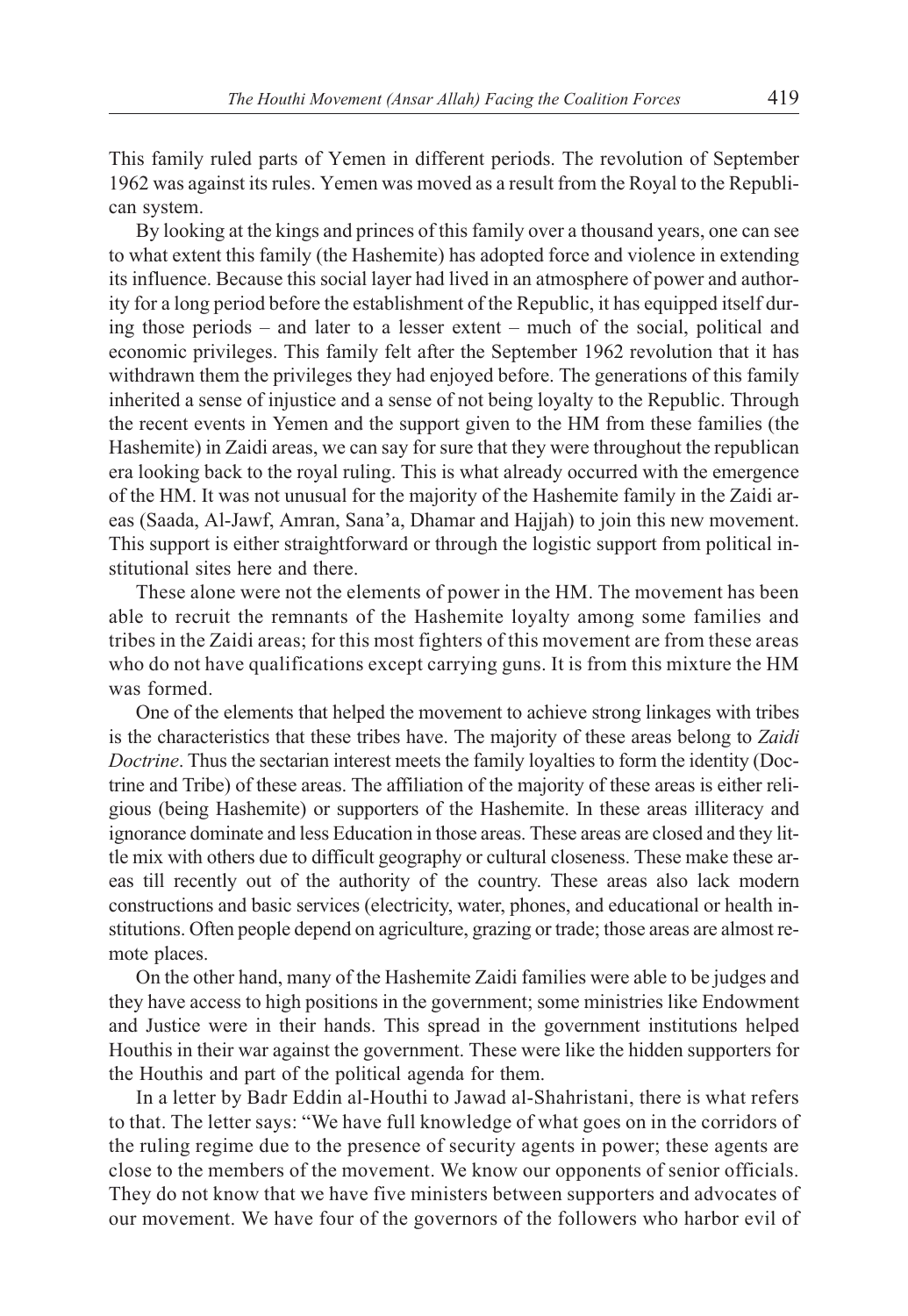This family ruled parts of Yemen in different periods. The revolution of September 1962 was against its rules. Yemen was moved as a result from the Royal to the Republican system.

By looking at the kings and princes of this family over a thousand years, one can see to what extent this family (the Hashemite) has adopted force and violence in extending its influence. Because this social layer had lived in an atmosphere of power and authority for a long period before the establishment of the Republic, it has equipped itself during those periods – and later to a lesser extent – much of the social, political and economic privileges. This family felt after the September 1962 revolution that it has withdrawn them the privileges they had enjoyed before. The generations of this family inherited a sense of injustice and a sense of not being loyalty to the Republic. Through the recent events in Yemen and the support given to the HM from these families (the Hashemite) in Zaidi areas, we can say for sure that they were throughout the republican era looking back to the royal ruling. This is what already occurred with the emergence of the HM. It was not unusual for the majority of the Hashemite family in the Zaidi areas (Saada, Al-Jawf, Amran, Sana'a, Dhamar and Hajjah) to join this new movement. This support is either straightforward or through the logistic support from political institutional sites here and there.

These alone were not the elements of power in the HM. The movement has been able to recruit the remnants of the Hashemite loyalty among some families and tribes in the Zaidi areas; for this most fighters of this movement are from these areas who do not have qualifications except carrying guns. It is from this mixture the HM was formed.

One of the elements that helped the movement to achieve strong linkages with tribes is the characteristics that these tribes have. The majority of these areas belong to *Zaidi Doctrine*. Thus the sectarian interest meets the family loyalties to form the identity (Doctrine and Tribe) of these areas. The affiliation of the majority of these areas is either religious (being Hashemite) or supporters of the Hashemite. In these areas illiteracy and ignorance dominate and less Education in those areas. These areas are closed and they little mix with others due to difficult geography or cultural closeness. These make these areas till recently out of the authority of the country. These areas also lack modern constructions and basic services (electricity, water, phones, and educational or health institutions. Often people depend on agriculture, grazing or trade; those areas are almost remote places.

On the other hand, many of the Hashemite Zaidi families were able to be judges and they have access to high positions in the government; some ministries like Endowment and Justice were in their hands. This spread in the government institutions helped Houthis in their war against the government. These were like the hidden supporters for the Houthis and part of the political agenda for them.

In a letter by Badr Eddin al-Houthi to Jawad al-Shahristani, there is what refers to that. The letter says: "We have full knowledge of what goes on in the corridors of the ruling regime due to the presence of security agents in power; these agents are close to the members of the movement. We know our opponents of senior officials. They do not know that we have five ministers between supporters and advocates of our movement. We have four of the governors of the followers who harbor evil of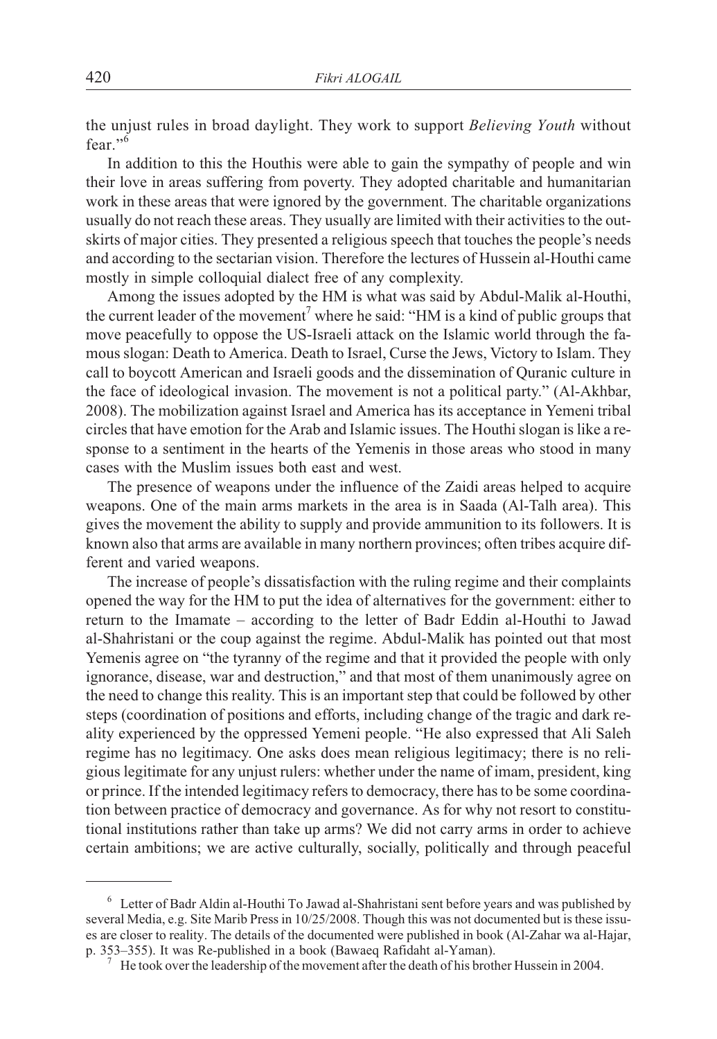the unjust rules in broad daylight. They work to support *Believing Youth* without fear."[6]

In addition to this the Houthis were able to gain the sympathy of people and win their love in areas suffering from poverty. They adopted charitable and humanitarian work in these areas that were ignored by the government. The charitable organizations usually do not reach these areas. They usually are limited with their activities to the outskirts of major cities. They presented a religious speech that touches the people's needs and according to the sectarian vision. Therefore the lectures of Hussein al-Houthi came mostly in simple colloquial dialect free of any complexity.

Among the issues adopted by the HM is what was said by Abdul-Malik al-Houthi, the current leader of the movement[7] where he said: "HM is a kind of public groups that move peacefully to oppose the US-Israeli attack on the Islamic world through the famous slogan: Death to America. Death to Israel, Curse the Jews, Victory to Islam. They call to boycott American and Israeli goods and the dissemination of Quranic culture in the face of ideological invasion. The movement is not a political party." (Al-Akhbar, 2008). The mobilization against Israel and America has its acceptance in Yemeni tribal circles that have emotion for the Arab and Islamic issues. The Houthi slogan is like a response to a sentiment in the hearts of the Yemenis in those areas who stood in many cases with the Muslim issues both east and west.

The presence of weapons under the influence of the Zaidi areas helped to acquire weapons. One of the main arms markets in the area is in Saada (Al-Talh area). This gives the movement the ability to supply and provide ammunition to its followers. It is known also that arms are available in many northern provinces; often tribes acquire different and varied weapons.

The increase of people's dissatisfaction with the ruling regime and their complaints opened the way for the HM to put the idea of alternatives for the government: either to return to the Imamate – according to the letter of Badr Eddin al-Houthi to Jawad al-Shahristani or the coup against the regime. Abdul-Malik has pointed out that most Yemenis agree on "the tyranny of the regime and that it provided the people with only ignorance, disease, war and destruction," and that most of them unanimously agree on the need to change this reality. This is an important step that could be followed by other steps (coordination of positions and efforts, including change of the tragic and dark reality experienced by the oppressed Yemeni people. "He also expressed that Ali Saleh regime has no legitimacy. One asks does mean religious legitimacy; there is no religious legitimate for any unjust rulers: whether under the name of imam, president, king or prince. If the intended legitimacy refers to democracy, there has to be some coordination between practice of democracy and governance. As for why not resort to constitutional institutions rather than take up arms? We did not carry arms in order to achieve certain ambitions; we are active culturally, socially, politically and through peaceful

---

[6] Letter of Badr Aldin al-Houthi To Jawad al-Shahristani sent before years and was published by several Media, e.g. Site Marib Press in 10/25/2008. Though this was not documented but is these issues are closer to reality. The details of the documented were published in book (Al-Zahar wa al-Hajar, p. 353–355). It was Re-published in a book (Bawaeq Rafidaht al-Yaman).

[7] He took over the leadership of the movement after the death of his brother Hussein in 2004.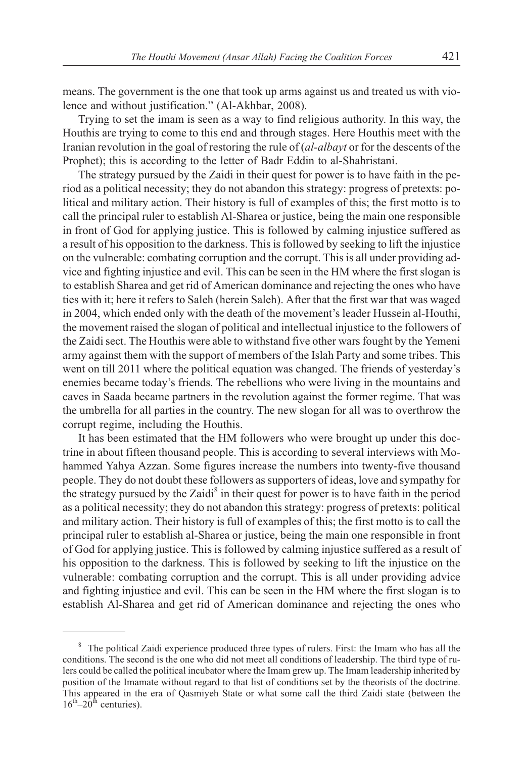means. The government is the one that took up arms against us and treated us with violence and without justification." (Al-Akhbar, 2008).

Trying to set the imam is seen as a way to find religious authority. In this way, the Houthis are trying to come to this end and through stages. Here Houthis meet with the Iranian revolution in the goal of restoring the rule of (*al-albayt* or for the descents of the Prophet); this is according to the letter of Badr Eddin to al-Shahristani.

The strategy pursued by the Zaidi in their quest for power is to have faith in the period as a political necessity; they do not abandon this strategy: progress of pretexts: political and military action. Their history is full of examples of this; the first motto is to call the principal ruler to establish Al-Sharea or justice, being the main one responsible in front of God for applying justice. This is followed by calming injustice suffered as a result of his opposition to the darkness. This is followed by seeking to lift the injustice on the vulnerable: combating corruption and the corrupt. This is all under providing advice and fighting injustice and evil. This can be seen in the HM where the first slogan is to establish Sharea and get rid of American dominance and rejecting the ones who have ties with it; here it refers to Saleh (herein Saleh). After that the first war that was waged in 2004, which ended only with the death of the movement's leader Hussein al-Houthi, the movement raised the slogan of political and intellectual injustice to the followers of the Zaidi sect. The Houthis were able to withstand five other wars fought by the Yemeni army against them with the support of members of the Islah Party and some tribes. This went on till 2011 where the political equation was changed. The friends of yesterday's enemies became today's friends. The rebellions who were living in the mountains and caves in Saada became partners in the revolution against the former regime. That was the umbrella for all parties in the country. The new slogan for all was to overthrow the corrupt regime, including the Houthis.

It has been estimated that the HM followers who were brought up under this doctrine in about fifteen thousand people. This is according to several interviews with Mohammed Yahya Azzan. Some figures increase the numbers into twenty-five thousand people. They do not doubt these followers as supporters of ideas, love and sympathy for the strategy pursued by the Zaidi[8] in their quest for power is to have faith in the period as a political necessity; they do not abandon this strategy: progress of pretexts: political and military action. Their history is full of examples of this; the first motto is to call the principal ruler to establish al-Sharea or justice, being the main one responsible in front of God for applying justice. This is followed by calming injustice suffered as a result of his opposition to the darkness. This is followed by seeking to lift the injustice on the vulnerable: combating corruption and the corrupt. This is all under providing advice and fighting injustice and evil. This can be seen in the HM where the first slogan is to establish Al-Sharea and get rid of American dominance and rejecting the ones who

---

[8] The political Zaidi experience produced three types of rulers. First: the Imam who has all the conditions. The second is the one who did not meet all conditions of leadership. The third type of rulers could be called the political incubator where the Imam grew up. The Imam leadership inherited by position of the Imamate without regard to that list of conditions set by the theorists of the doctrine. This appeared in the era of Qasmiyeh State or what some call the third Zaidi state (between the 16th–20th centuries).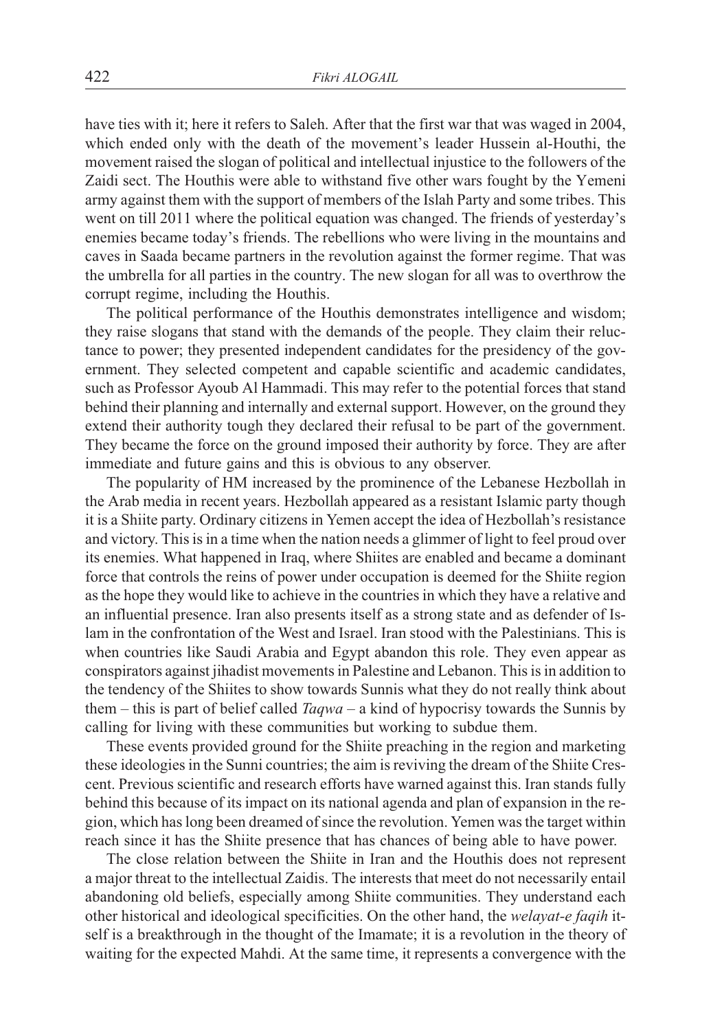have ties with it; here it refers to Saleh. After that the first war that was waged in 2004, which ended only with the death of the movement's leader Hussein al-Houthi, the movement raised the slogan of political and intellectual injustice to the followers of the Zaidi sect. The Houthis were able to withstand five other wars fought by the Yemeni army against them with the support of members of the Islah Party and some tribes. This went on till 2011 where the political equation was changed. The friends of yesterday's enemies became today's friends. The rebellions who were living in the mountains and caves in Saada became partners in the revolution against the former regime. That was the umbrella for all parties in the country. The new slogan for all was to overthrow the corrupt regime, including the Houthis.

The political performance of the Houthis demonstrates intelligence and wisdom; they raise slogans that stand with the demands of the people. They claim their reluctance to power; they presented independent candidates for the presidency of the government. They selected competent and capable scientific and academic candidates, such as Professor Ayoub Al Hammadi. This may refer to the potential forces that stand behind their planning and internally and external support. However, on the ground they extend their authority tough they declared their refusal to be part of the government. They became the force on the ground imposed their authority by force. They are after immediate and future gains and this is obvious to any observer.

The popularity of HM increased by the prominence of the Lebanese Hezbollah in the Arab media in recent years. Hezbollah appeared as a resistant Islamic party though it is a Shiite party. Ordinary citizens in Yemen accept the idea of Hezbollah's resistance and victory. This is in a time when the nation needs a glimmer of light to feel proud over its enemies. What happened in Iraq, where Shiites are enabled and became a dominant force that controls the reins of power under occupation is deemed for the Shiite region as the hope they would like to achieve in the countries in which they have a relative and an influential presence. Iran also presents itself as a strong state and as defender of Islam in the confrontation of the West and Israel. Iran stood with the Palestinians. This is when countries like Saudi Arabia and Egypt abandon this role. They even appear as conspirators against jihadist movements in Palestine and Lebanon. This is in addition to the tendency of the Shiites to show towards Sunnis what they do not really think about them – this is part of belief called *Taqwa* – a kind of hypocrisy towards the Sunnis by calling for living with these communities but working to subdue them.

These events provided ground for the Shiite preaching in the region and marketing these ideologies in the Sunni countries; the aim is reviving the dream of the Shiite Crescent. Previous scientific and research efforts have warned against this. Iran stands fully behind this because of its impact on its national agenda and plan of expansion in the region, which has long been dreamed of since the revolution. Yemen was the target within reach since it has the Shiite presence that has chances of being able to have power.

The close relation between the Shiite in Iran and the Houthis does not represent a major threat to the intellectual Zaidis. The interests that meet do not necessarily entail abandoning old beliefs, especially among Shiite communities. They understand each other historical and ideological specificities. On the other hand, the *welayat-e faqih* itself is a breakthrough in the thought of the Imamate; it is a revolution in the theory of waiting for the expected Mahdi. At the same time, it represents a convergence with the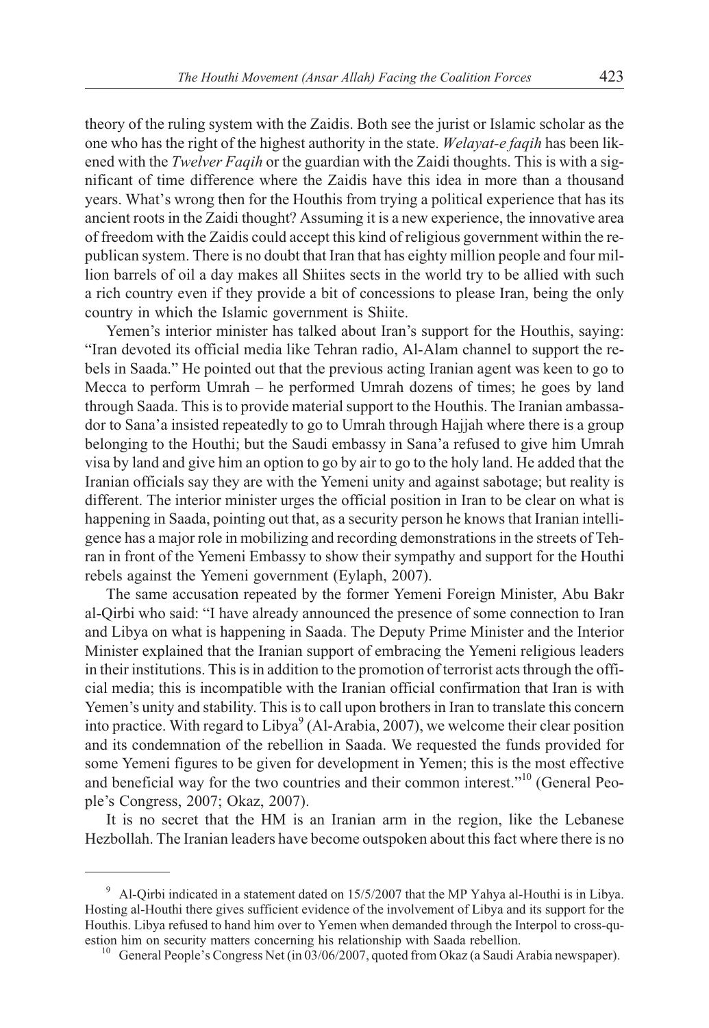theory of the ruling system with the Zaidis. Both see the jurist or Islamic scholar as the one who has the right of the highest authority in the state. *Welayat-e faqih* has been likened with the *Twelver Faqih* or the guardian with the Zaidi thoughts. This is with a significant of time difference where the Zaidis have this idea in more than a thousand years. What's wrong then for the Houthis from trying a political experience that has its ancient roots in the Zaidi thought? Assuming it is a new experience, the innovative area of freedom with the Zaidis could accept this kind of religious government within the republican system. There is no doubt that Iran that has eighty million people and four million barrels of oil a day makes all Shiites sects in the world try to be allied with such a rich country even if they provide a bit of concessions to please Iran, being the only country in which the Islamic government is Shiite.

Yemen's interior minister has talked about Iran's support for the Houthis, saying: "Iran devoted its official media like Tehran radio, Al-Alam channel to support the rebels in Saada." He pointed out that the previous acting Iranian agent was keen to go to Mecca to perform Umrah – he performed Umrah dozens of times; he goes by land through Saada. This is to provide material support to the Houthis. The Iranian ambassador to Sana'a insisted repeatedly to go to Umrah through Hajjah where there is a group belonging to the Houthi; but the Saudi embassy in Sana'a refused to give him Umrah visa by land and give him an option to go by air to go to the holy land. He added that the Iranian officials say they are with the Yemeni unity and against sabotage; but reality is different. The interior minister urges the official position in Iran to be clear on what is happening in Saada, pointing out that, as a security person he knows that Iranian intelligence has a major role in mobilizing and recording demonstrations in the streets of Tehran in front of the Yemeni Embassy to show their sympathy and support for the Houthi rebels against the Yemeni government (Eylaph, 2007).

The same accusation repeated by the former Yemeni Foreign Minister, Abu Bakr al-Qirbi who said: "I have already announced the presence of some connection to Iran and Libya on what is happening in Saada. The Deputy Prime Minister and the Interior Minister explained that the Iranian support of embracing the Yemeni religious leaders in their institutions. This is in addition to the promotion of terrorist acts through the official media; this is incompatible with the Iranian official confirmation that Iran is with Yemen's unity and stability. This is to call upon brothers in Iran to translate this concern into practice. With regard to Libya[9] (Al-Arabia, 2007), we welcome their clear position and its condemnation of the rebellion in Saada. We requested the funds provided for some Yemeni figures to be given for development in Yemen; this is the most effective and beneficial way for the two countries and their common interest."[10] (General People's Congress, 2007; Okaz, 2007).

It is no secret that the HM is an Iranian arm in the region, like the Lebanese Hezbollah. The Iranian leaders have become outspoken about this fact where there is no

---

[9] Al-Qirbi indicated in a statement dated on 15/5/2007 that the MP Yahya al-Houthi is in Libya. Hosting al-Houthi there gives sufficient evidence of the involvement of Libya and its support for the Houthis. Libya refused to hand him over to Yemen when demanded through the Interpol to cross-question him on security matters concerning his relationship with Saada rebellion.

[10] General People's Congress Net (in 03/06/2007, quoted from Okaz (a Saudi Arabia newspaper).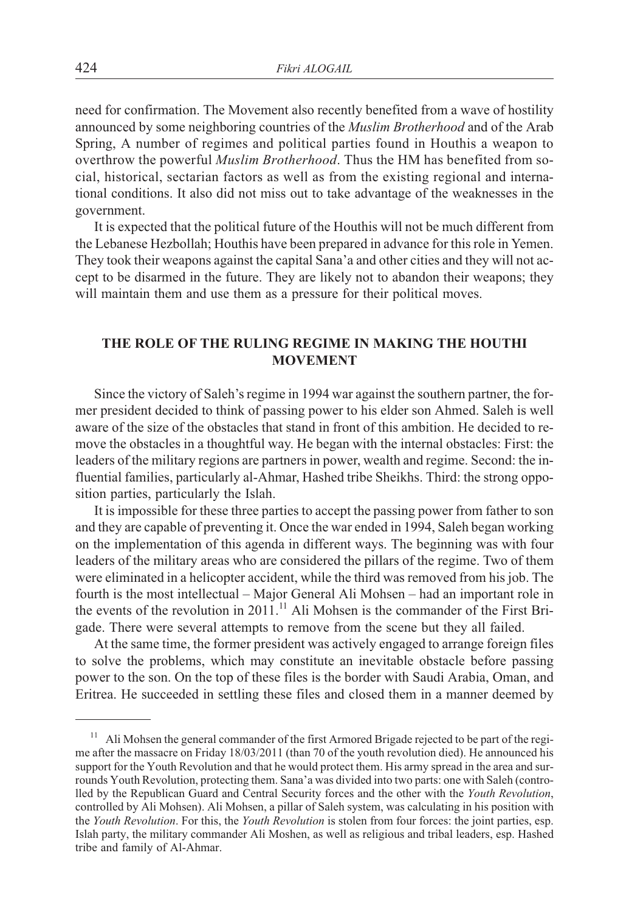need for confirmation. The Movement also recently benefited from a wave of hostility announced by some neighboring countries of the *Muslim Brotherhood* and of the Arab Spring, A number of regimes and political parties found in Houthis a weapon to overthrow the powerful *Muslim Brotherhood*. Thus the HM has benefited from social, historical, sectarian factors as well as from the existing regional and international conditions. It also did not miss out to take advantage of the weaknesses in the government.

It is expected that the political future of the Houthis will not be much different from the Lebanese Hezbollah; Houthis have been prepared in advance for this role in Yemen. They took their weapons against the capital Sana'a and other cities and they will not accept to be disarmed in the future. They are likely not to abandon their weapons; they will maintain them and use them as a pressure for their political moves.

## THE ROLE OF THE RULING REGIME IN MAKING THE HOUTHI MOVEMENT

Since the victory of Saleh's regime in 1994 war against the southern partner, the former president decided to think of passing power to his elder son Ahmed. Saleh is well aware of the size of the obstacles that stand in front of this ambition. He decided to remove the obstacles in a thoughtful way. He began with the internal obstacles: First: the leaders of the military regions are partners in power, wealth and regime. Second: the influential families, particularly al-Ahmar, Hashed tribe Sheikhs. Third: the strong opposition parties, particularly the Islah.

It is impossible for these three parties to accept the passing power from father to son and they are capable of preventing it. Once the war ended in 1994, Saleh began working on the implementation of this agenda in different ways. The beginning was with four leaders of the military areas who are considered the pillars of the regime. Two of them were eliminated in a helicopter accident, while the third was removed from his job. The fourth is the most intellectual – Major General Ali Mohsen – had an important role in the events of the revolution in 2011.[11] Ali Mohsen is the commander of the First Brigade. There were several attempts to remove from the scene but they all failed.

At the same time, the former president was actively engaged to arrange foreign files to solve the problems, which may constitute an inevitable obstacle before passing power to the son. On the top of these files is the border with Saudi Arabia, Oman, and Eritrea. He succeeded in settling these files and closed them in a manner deemed by

---

[11] Ali Mohsen the general commander of the first Armored Brigade rejected to be part of the regime after the massacre on Friday 18/03/2011 (than 70 of the youth revolution died). He announced his support for the Youth Revolution and that he would protect them. His army spread in the area and surrounds Youth Revolution, protecting them. Sana'a was divided into two parts: one with Saleh (controlled by the Republican Guard and Central Security forces and the other with the *Youth Revolution*, controlled by Ali Mohsen). Ali Mohsen, a pillar of Saleh system, was calculating in his position with the *Youth Revolution*. For this, the *Youth Revolution* is stolen from four forces: the joint parties, esp. Islah party, the military commander Ali Moshen, as well as religious and tribal leaders, esp. Hashed tribe and family of Al-Ahmar.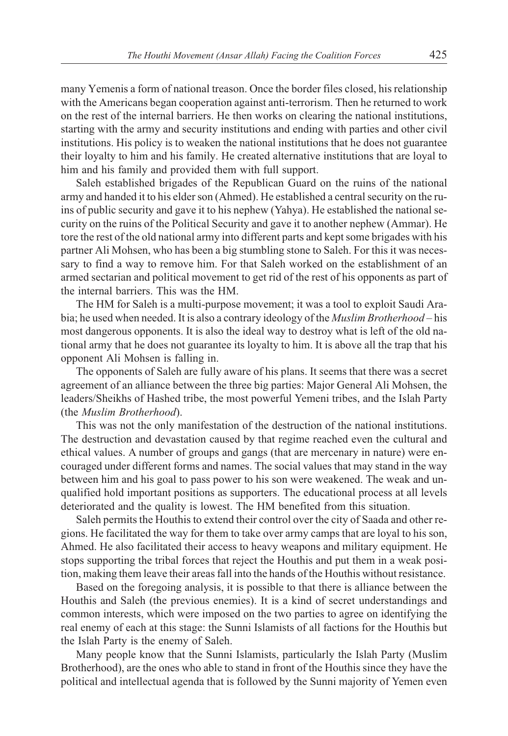many Yemenis a form of national treason. Once the border files closed, his relationship with the Americans began cooperation against anti-terrorism. Then he returned to work on the rest of the internal barriers. He then works on clearing the national institutions, starting with the army and security institutions and ending with parties and other civil institutions. His policy is to weaken the national institutions that he does not guarantee their loyalty to him and his family. He created alternative institutions that are loyal to him and his family and provided them with full support.

Saleh established brigades of the Republican Guard on the ruins of the national army and handed it to his elder son (Ahmed). He established a central security on the ruins of public security and gave it to his nephew (Yahya). He established the national security on the ruins of the Political Security and gave it to another nephew (Ammar). He tore the rest of the old national army into different parts and kept some brigades with his partner Ali Mohsen, who has been a big stumbling stone to Saleh. For this it was necessary to find a way to remove him. For that Saleh worked on the establishment of an armed sectarian and political movement to get rid of the rest of his opponents as part of the internal barriers. This was the HM.

The HM for Saleh is a multi-purpose movement; it was a tool to exploit Saudi Arabia; he used when needed. It is also a contrary ideology of the *Muslim Brotherhood* – his most dangerous opponents. It is also the ideal way to destroy what is left of the old national army that he does not guarantee its loyalty to him. It is above all the trap that his opponent Ali Mohsen is falling in.

The opponents of Saleh are fully aware of his plans. It seems that there was a secret agreement of an alliance between the three big parties: Major General Ali Mohsen, the leaders/Sheikhs of Hashed tribe, the most powerful Yemeni tribes, and the Islah Party (the *Muslim Brotherhood*).

This was not the only manifestation of the destruction of the national institutions. The destruction and devastation caused by that regime reached even the cultural and ethical values. A number of groups and gangs (that are mercenary in nature) were encouraged under different forms and names. The social values that may stand in the way between him and his goal to pass power to his son were weakened. The weak and unqualified hold important positions as supporters. The educational process at all levels deteriorated and the quality is lowest. The HM benefited from this situation.

Saleh permits the Houthis to extend their control over the city of Saada and other regions. He facilitated the way for them to take over army camps that are loyal to his son, Ahmed. He also facilitated their access to heavy weapons and military equipment. He stops supporting the tribal forces that reject the Houthis and put them in a weak position, making them leave their areas fall into the hands of the Houthis without resistance.

Based on the foregoing analysis, it is possible to that there is alliance between the Houthis and Saleh (the previous enemies). It is a kind of secret understandings and common interests, which were imposed on the two parties to agree on identifying the real enemy of each at this stage: the Sunni Islamists of all factions for the Houthis but the Islah Party is the enemy of Saleh.

Many people know that the Sunni Islamists, particularly the Islah Party (Muslim Brotherhood), are the ones who able to stand in front of the Houthis since they have the political and intellectual agenda that is followed by the Sunni majority of Yemen even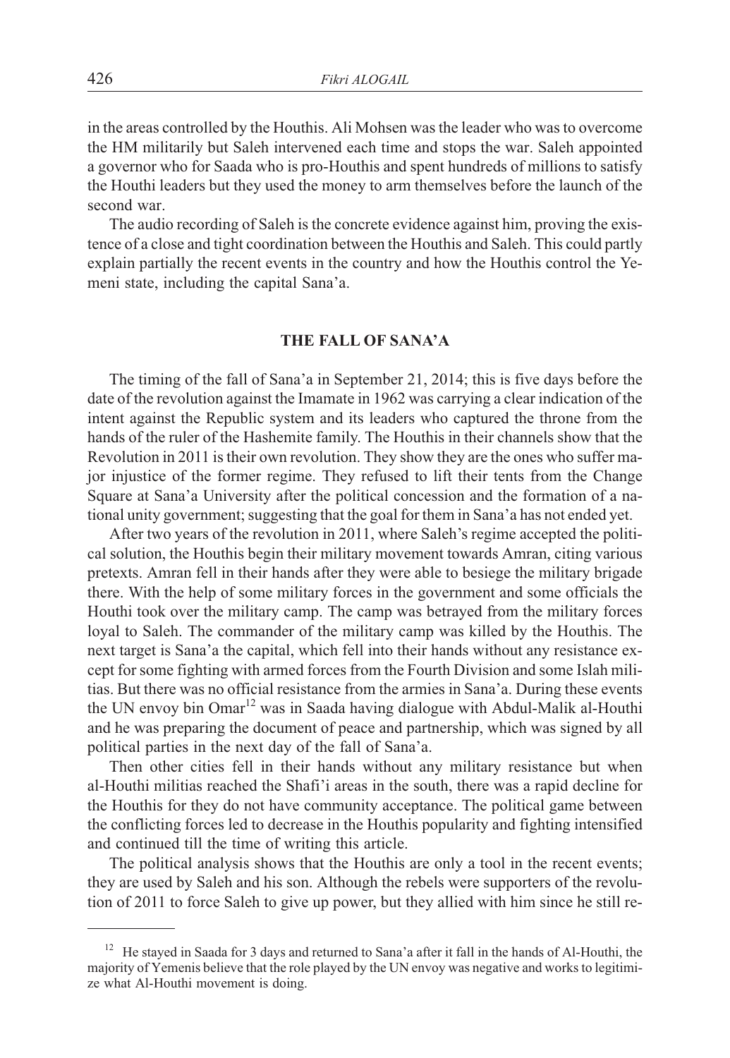in the areas controlled by the Houthis. Ali Mohsen was the leader who was to overcome the HM militarily but Saleh intervened each time and stops the war. Saleh appointed a governor who for Saada who is pro-Houthis and spent hundreds of millions to satisfy the Houthi leaders but they used the money to arm themselves before the launch of the second war.

The audio recording of Saleh is the concrete evidence against him, proving the existence of a close and tight coordination between the Houthis and Saleh. This could partly explain partially the recent events in the country and how the Houthis control the Yemeni state, including the capital Sana'a.

## THE FALL OF SANA'A

The timing of the fall of Sana'a in September 21, 2014; this is five days before the date of the revolution against the Imamate in 1962 was carrying a clear indication of the intent against the Republic system and its leaders who captured the throne from the hands of the ruler of the Hashemite family. The Houthis in their channels show that the Revolution in 2011 is their own revolution. They show they are the ones who suffer major injustice of the former regime. They refused to lift their tents from the Change Square at Sana'a University after the political concession and the formation of a national unity government; suggesting that the goal for them in Sana'a has not ended yet.

After two years of the revolution in 2011, where Saleh's regime accepted the political solution, the Houthis begin their military movement towards Amran, citing various pretexts. Amran fell in their hands after they were able to besiege the military brigade there. With the help of some military forces in the government and some officials the Houthi took over the military camp. The camp was betrayed from the military forces loyal to Saleh. The commander of the military camp was killed by the Houthis. The next target is Sana'a the capital, which fell into their hands without any resistance except for some fighting with armed forces from the Fourth Division and some Islah militias. But there was no official resistance from the armies in Sana'a. During these events the UN envoy bin Omar[12] was in Saada having dialogue with Abdul-Malik al-Houthi and he was preparing the document of peace and partnership, which was signed by all political parties in the next day of the fall of Sana'a.

Then other cities fell in their hands without any military resistance but when al-Houthi militias reached the Shafi'i areas in the south, there was a rapid decline for the Houthis for they do not have community acceptance. The political game between the conflicting forces led to decrease in the Houthis popularity and fighting intensified and continued till the time of writing this article.

The political analysis shows that the Houthis are only a tool in the recent events; they are used by Saleh and his son. Although the rebels were supporters of the revolution of 2011 to force Saleh to give up power, but they allied with him since he still re-

---

[12] He stayed in Saada for 3 days and returned to Sana'a after it fall in the hands of Al-Houthi, the majority of Yemenis believe that the role played by the UN envoy was negative and works to legitimize what Al-Houthi movement is doing.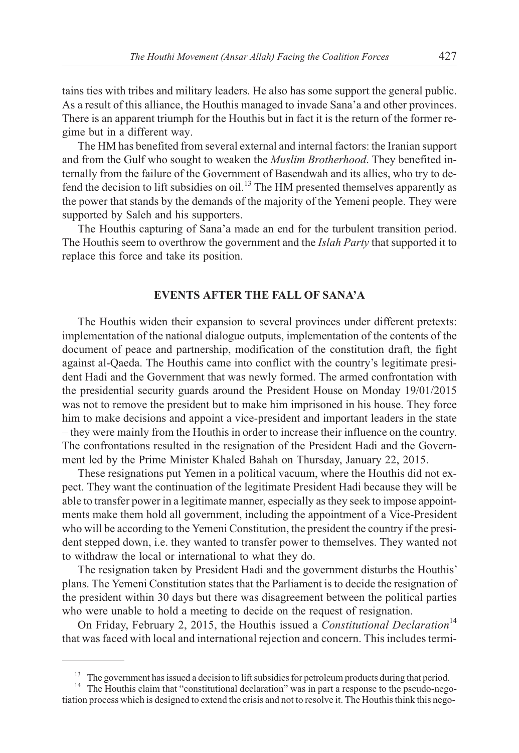tains ties with tribes and military leaders. He also has some support the general public. As a result of this alliance, the Houthis managed to invade Sana'a and other provinces. There is an apparent triumph for the Houthis but in fact it is the return of the former regime but in a different way.

The HM has benefited from several external and internal factors: the Iranian support and from the Gulf who sought to weaken the *Muslim Brotherhood*. They benefited internally from the failure of the Government of Basendwah and its allies, who try to defend the decision to lift subsidies on oil.[13] The HM presented themselves apparently as the power that stands by the demands of the majority of the Yemeni people. They were supported by Saleh and his supporters.

The Houthis capturing of Sana'a made an end for the turbulent transition period. The Houthis seem to overthrow the government and the *Islah Party* that supported it to replace this force and take its position.

## EVENTS AFTER THE FALL OF SANA'A

The Houthis widen their expansion to several provinces under different pretexts: implementation of the national dialogue outputs, implementation of the contents of the document of peace and partnership, modification of the constitution draft, the fight against al-Qaeda. The Houthis came into conflict with the country's legitimate president Hadi and the Government that was newly formed. The armed confrontation with the presidential security guards around the President House on Monday 19/01/2015 was not to remove the president but to make him imprisoned in his house. They force him to make decisions and appoint a vice-president and important leaders in the state – they were mainly from the Houthis in order to increase their influence on the country. The confrontations resulted in the resignation of the President Hadi and the Government led by the Prime Minister Khaled Bahah on Thursday, January 22, 2015.

These resignations put Yemen in a political vacuum, where the Houthis did not expect. They want the continuation of the legitimate President Hadi because they will be able to transfer power in a legitimate manner, especially as they seek to impose appointments make them hold all government, including the appointment of a Vice-President who will be according to the Yemeni Constitution, the president the country if the president stepped down, i.e. they wanted to transfer power to themselves. They wanted not to withdraw the local or international to what they do.

The resignation taken by President Hadi and the government disturbs the Houthis' plans. The Yemeni Constitution states that the Parliament is to decide the resignation of the president within 30 days but there was disagreement between the political parties who were unable to hold a meeting to decide on the request of resignation.

On Friday, February 2, 2015, the Houthis issued a *Constitutional Declaration*[14] that was faced with local and international rejection and concern. This includes termi-

---

[13] The government has issued a decision to lift subsidies for petroleum products during that period.

[14] The Houthis claim that "constitutional declaration" was in part a response to the pseudo-negotiation process which is designed to extend the crisis and not to resolve it. The Houthis think this nego-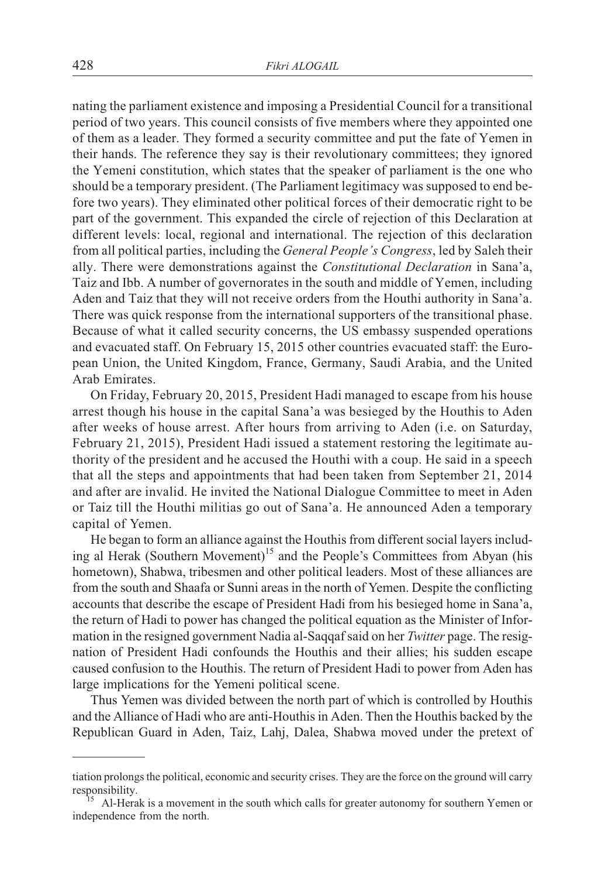nating the parliament existence and imposing a Presidential Council for a transitional period of two years. This council consists of five members where they appointed one of them as a leader. They formed a security committee and put the fate of Yemen in their hands. The reference they say is their revolutionary committees; they ignored the Yemeni constitution, which states that the speaker of parliament is the one who should be a temporary president. (The Parliament legitimacy was supposed to end before two years). They eliminated other political forces of their democratic right to be part of the government. This expanded the circle of rejection of this Declaration at different levels: local, regional and international. The rejection of this declaration from all political parties, including the *General People's Congress*, led by Saleh their ally. There were demonstrations against the *Constitutional Declaration* in Sana'a, Taiz and Ibb. A number of governorates in the south and middle of Yemen, including Aden and Taiz that they will not receive orders from the Houthi authority in Sana'a. There was quick response from the international supporters of the transitional phase. Because of what it called security concerns, the US embassy suspended operations and evacuated staff. On February 15, 2015 other countries evacuated staff: the European Union, the United Kingdom, France, Germany, Saudi Arabia, and the United Arab Emirates.

On Friday, February 20, 2015, President Hadi managed to escape from his house arrest though his house in the capital Sana'a was besieged by the Houthis to Aden after weeks of house arrest. After hours from arriving to Aden (i.e. on Saturday, February 21, 2015), President Hadi issued a statement restoring the legitimate authority of the president and he accused the Houthi with a coup. He said in a speech that all the steps and appointments that had been taken from September 21, 2014 and after are invalid. He invited the National Dialogue Committee to meet in Aden or Taiz till the Houthi militias go out of Sana'a. He announced Aden a temporary capital of Yemen.

He began to form an alliance against the Houthis from different social layers including al Herak (Southern Movement)[15] and the People's Committees from Abyan (his hometown), Shabwa, tribesmen and other political leaders. Most of these alliances are from the south and Shaafa or Sunni areas in the north of Yemen. Despite the conflicting accounts that describe the escape of President Hadi from his besieged home in Sana'a, the return of Hadi to power has changed the political equation as the Minister of Information in the resigned government Nadia al-Saqqaf said on her *Twitter* page. The resignation of President Hadi confounds the Houthis and their allies; his sudden escape caused confusion to the Houthis. The return of President Hadi to power from Aden has large implications for the Yemeni political scene.

Thus Yemen was divided between the north part of which is controlled by Houthis and the Alliance of Hadi who are anti-Houthis in Aden. Then the Houthis backed by the Republican Guard in Aden, Taiz, Lahj, Dalea, Shabwa moved under the pretext of

---

tiation prolongs the political, economic and security crises. They are the force on the ground will carry responsibility.

[15] Al-Herak is a movement in the south which calls for greater autonomy for southern Yemen or independence from the north.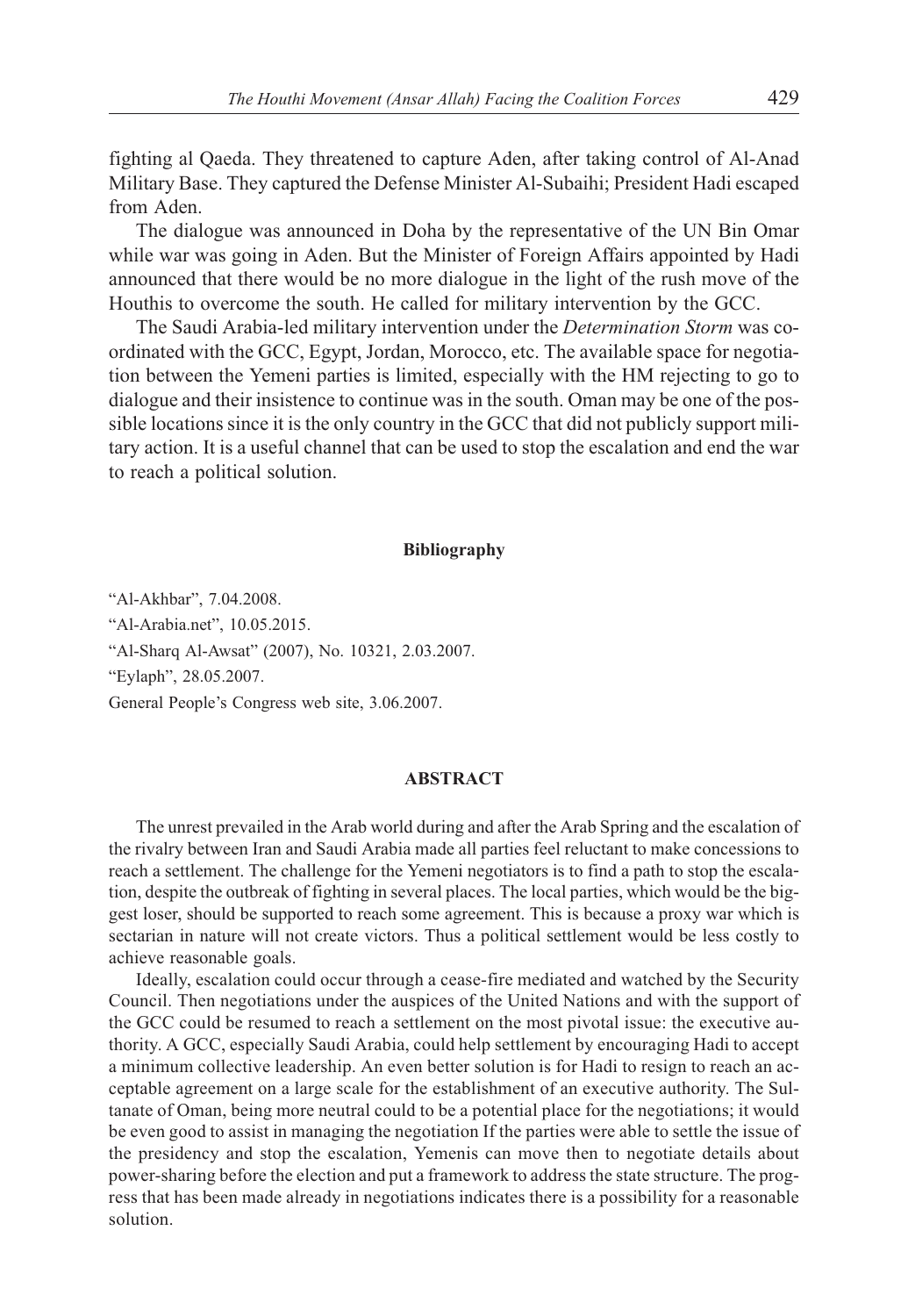fighting al Qaeda. They threatened to capture Aden, after taking control of Al-Anad Military Base. They captured the Defense Minister Al-Subaihi; President Hadi escaped from Aden.

The dialogue was announced in Doha by the representative of the UN Bin Omar while war was going in Aden. But the Minister of Foreign Affairs appointed by Hadi announced that there would be no more dialogue in the light of the rush move of the Houthis to overcome the south. He called for military intervention by the GCC.

The Saudi Arabia-led military intervention under the *Determination Storm* was coordinated with the GCC, Egypt, Jordan, Morocco, etc. The available space for negotiation between the Yemeni parties is limited, especially with the HM rejecting to go to dialogue and their insistence to continue was in the south. Oman may be one of the possible locations since it is the only country in the GCC that did not publicly support military action. It is a useful channel that can be used to stop the escalation and end the war to reach a political solution.

## Bibliography

"Al-Akhbar", 7.04.2008.

"Al-Arabia.net", 10.05.2015.

"Al-Sharq Al-Awsat" (2007), No. 10321, 2.03.2007.

"Eylaph", 28.05.2007.

General People's Congress web site, 3.06.2007.

## ABSTRACT

The unrest prevailed in the Arab world during and after the Arab Spring and the escalation of the rivalry between Iran and Saudi Arabia made all parties feel reluctant to make concessions to reach a settlement. The challenge for the Yemeni negotiators is to find a path to stop the escalation, despite the outbreak of fighting in several places. The local parties, which would be the biggest loser, should be supported to reach some agreement. This is because a proxy war which is sectarian in nature will not create victors. Thus a political settlement would be less costly to achieve reasonable goals.

Ideally, escalation could occur through a cease-fire mediated and watched by the Security Council. Then negotiations under the auspices of the United Nations and with the support of the GCC could be resumed to reach a settlement on the most pivotal issue: the executive authority. A GCC, especially Saudi Arabia, could help settlement by encouraging Hadi to accept a minimum collective leadership. An even better solution is for Hadi to resign to reach an acceptable agreement on a large scale for the establishment of an executive authority. The Sultanate of Oman, being more neutral could to be a potential place for the negotiations; it would be even good to assist in managing the negotiation If the parties were able to settle the issue of the presidency and stop the escalation, Yemenis can move then to negotiate details about power-sharing before the election and put a framework to address the state structure. The progress that has been made already in negotiations indicates there is a possibility for a reasonable solution.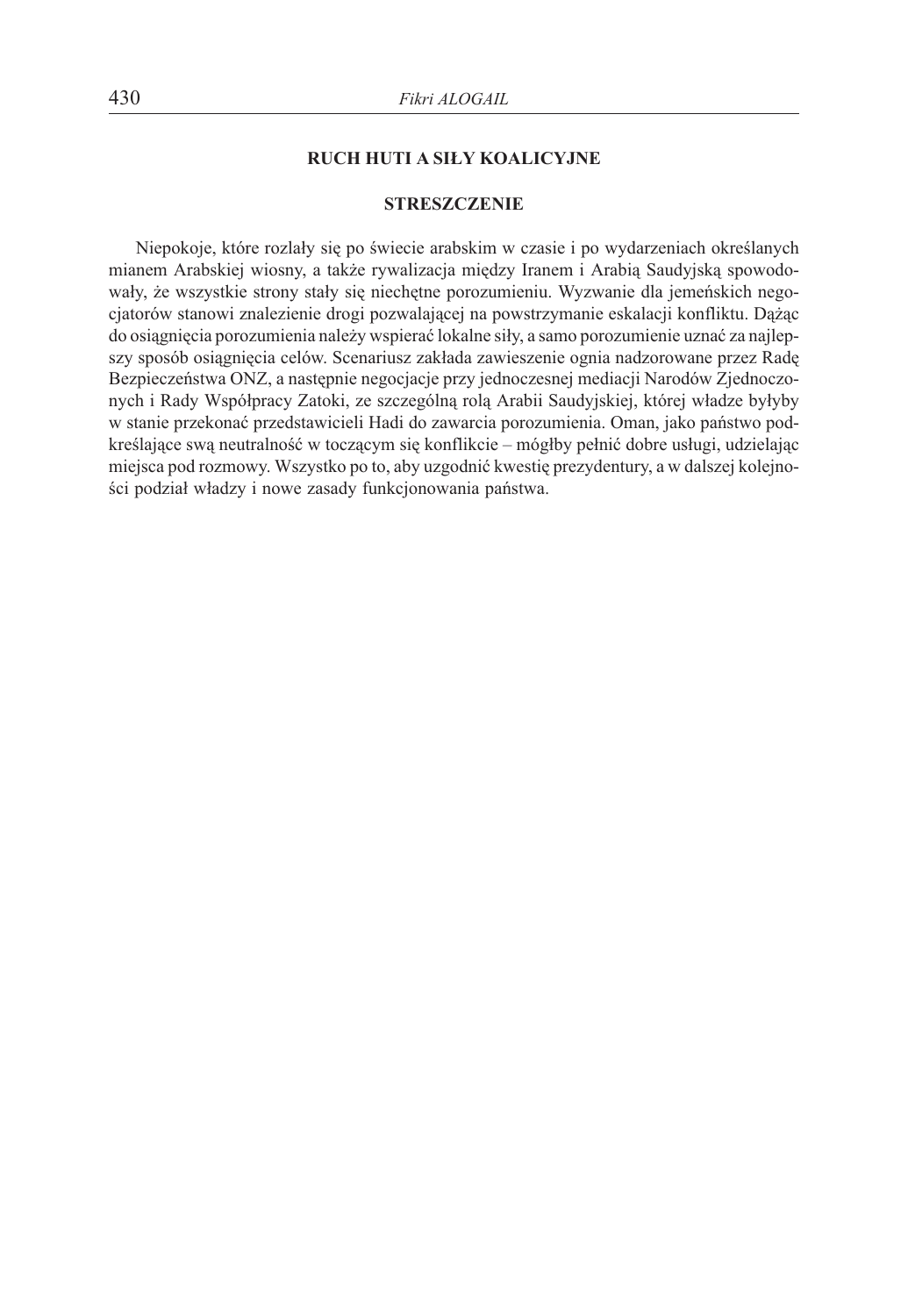## RUCH HUTI A SIŁY KOALICYJNE

### STRESZCZENIE

Niepokoje, które rozlały się po świecie arabskim w czasie i po wydarzeniach określanych mianem Arabskiej wiosny, a także rywalizacja między Iranem i Arabią Saudyjską spowodowały, że wszystkie strony stały się niechętne porozumieniu. Wyzwanie dla jemeńskich negocjatorów stanowi znalezienie drogi pozwalającej na powstrzymanie eskalacji konfliktu. Dążąc do osiągnięcia porozumienia należy wspierać lokalne siły, a samo porozumienie uznać za najlepszy sposób osiągnięcia celów. Scenariusz zakłada zawieszenie ognia nadzorowane przez Radę Bezpieczeństwa ONZ, a następnie negocjacje przy jednoczesnej mediacji Narodów Zjednoczonych i Rady Współpracy Zatoki, ze szczególną rolą Arabii Saudyjskiej, której władze byłyby w stanie przekonać przedstawicieli Hadi do zawarcia porozumienia. Oman, jako państwo podkreślające swą neutralność w toczącym się konflikcie – mógłby pełnić dobre usługi, udzielając miejsca pod rozmowy. Wszystko po to, aby uzgodnić kwestię prezydentury, a w dalszej kolejności podział władzy i nowe zasady funkcjonowania państwa.